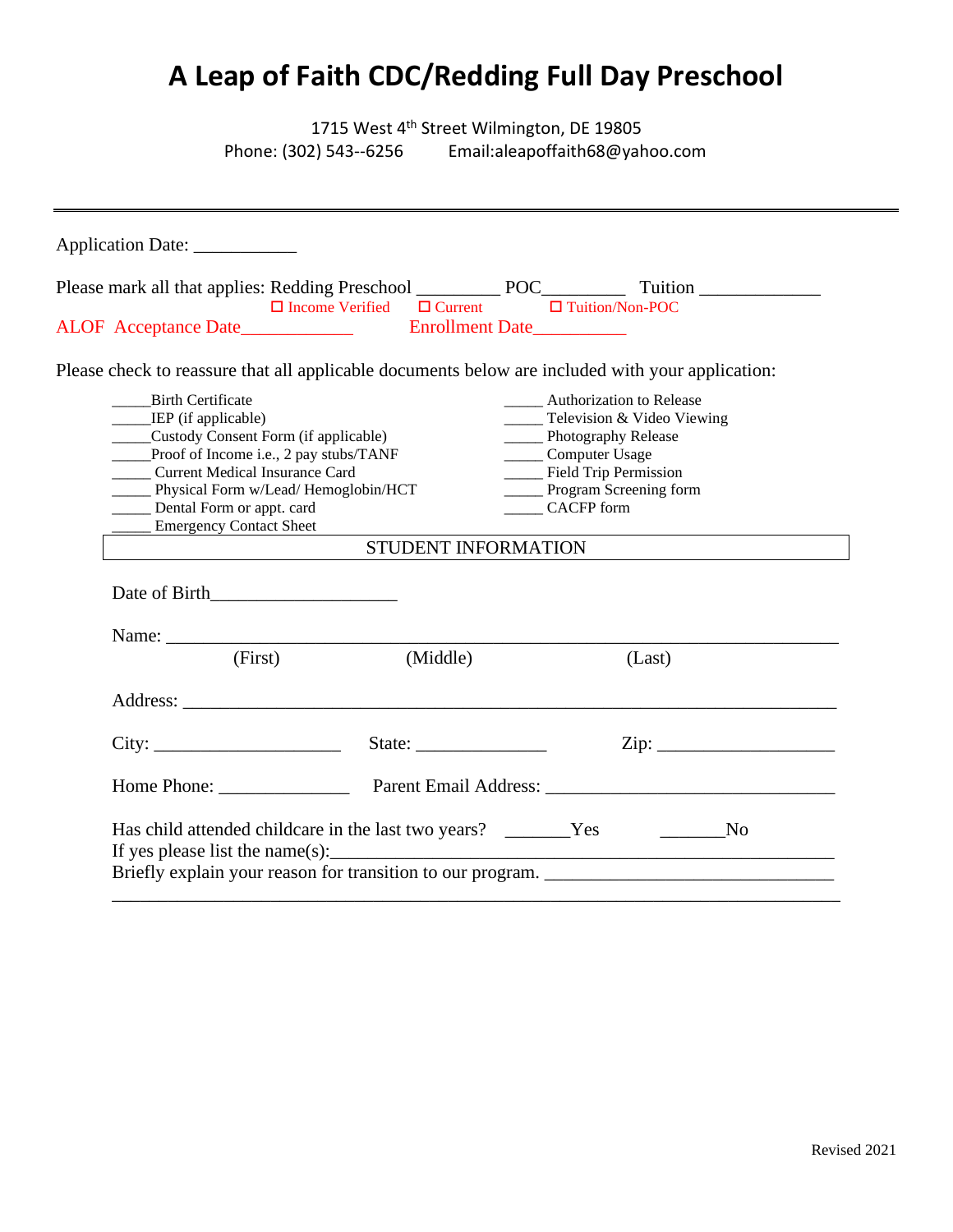# A Leap of Faith CDC/Redding Full Day Preschool

1715 West 4th Street Wilmington, DE 19805
Phone: (302) 543--6256 Email:aleapoffaith68@yahoo.com

---

Application Date: ___________

Please mark all that applies: Redding Preschool _________ POC_________ Tuition _____________
☐ Income Verified ☐ Current ☐ Tuition/Non-POC

ALOF Acceptance Date____________ Enrollment Date__________

Please check to reassure that all applicable documents below are included with your application:

_____Birth Certificate
_____IEP (if applicable)
_____Custody Consent Form (if applicable)
_____Proof of Income i.e., 2 pay stubs/TANF
_____ Current Medical Insurance Card
_____ Physical Form w/Lead/ Hemoglobin/HCT
_____ Dental Form or appt. card
_____ Emergency Contact Sheet
_____ Authorization to Release
_____ Television & Video Viewing
_____ Photography Release
_____ Computer Usage
_____ Field Trip Permission
_____ Program Screening form
_____ CACFP form

## STUDENT INFORMATION

Date of Birth____________________

Name: ______________________________________________________________
(First) (Middle) (Last)

Address: ____________________________________________________________

City: ____________________ State: ______________ Zip: ___________________

Home Phone: ______________ Parent Email Address: _______________________________

Has child attended childcare in the last two years? _______Yes _______No
If yes please list the name(s):_____________________________________________________
Briefly explain your reason for transition to our program. ______________________________
_____________________________________________________________________________

Revised 2021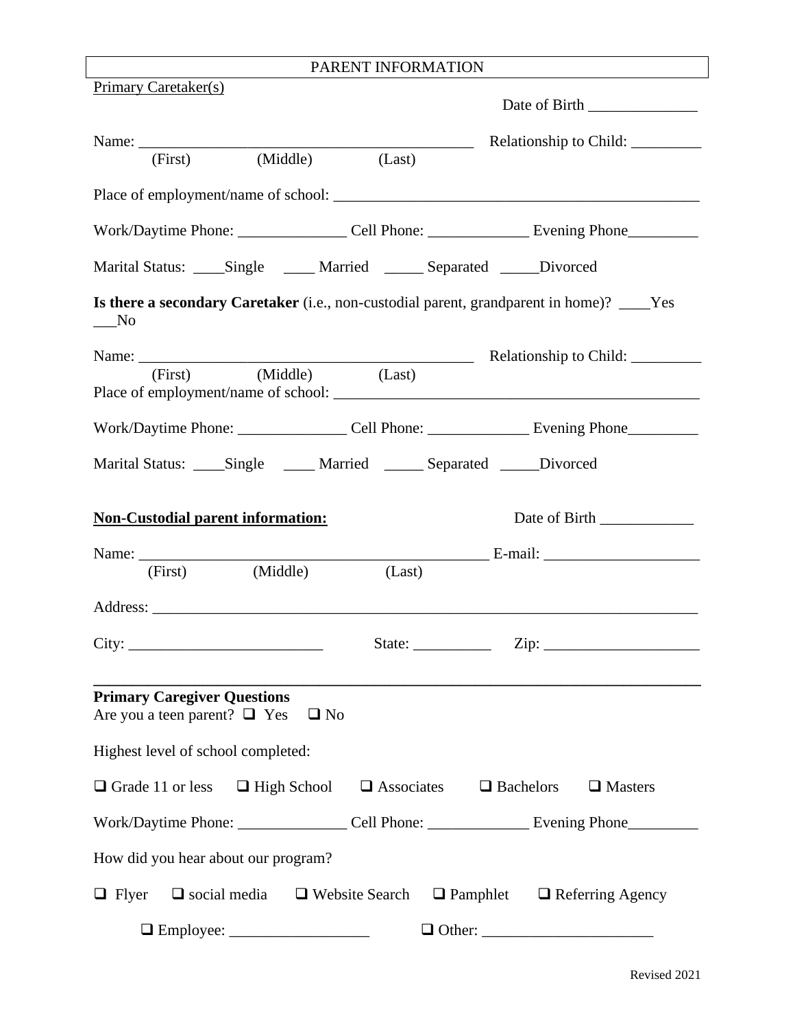# PARENT INFORMATION

Primary Caretaker(s)

Date of Birth ______________

Name: ____________________________________________ Relationship to Child: _________
(First) (Middle) (Last)

Place of employment/name of school: _______________________________________________

Work/Daytime Phone: ______________ Cell Phone: _____________ Evening Phone_________

Marital Status: ____Single ____ Married _____ Separated _____Divorced

**Is there a secondary Caretaker** (i.e., non-custodial parent, grandparent in home)? ____Yes ___No

Name: ____________________________________________ Relationship to Child: _________
(First) (Middle) (Last)

Place of employment/name of school: _______________________________________________

Work/Daytime Phone: ______________ Cell Phone: _____________ Evening Phone_________

Marital Status: ____Single ____ Married _____ Separated _____Divorced

**Non-Custodial parent information:**

Date of Birth ____________

Name: ______________________________________________ E-mail: ____________________
(First) (Middle) (Last)

Address: _________________________________________________________________________

City: _________________________ State: __________ Zip: ____________________

---

**Primary Caregiver Questions**

Are you a teen parent? ☐ Yes ☐ No

Highest level of school completed:

☐ Grade 11 or less ☐ High School ☐ Associates ☐ Bachelors ☐ Masters

Work/Daytime Phone: ______________ Cell Phone: _____________ Evening Phone_________

How did you hear about our program?

☐ Flyer ☐ social media ☐ Website Search ☐ Pamphlet ☐ Referring Agency

☐ Employee: __________________ ☐ Other: ______________________

Revised 2021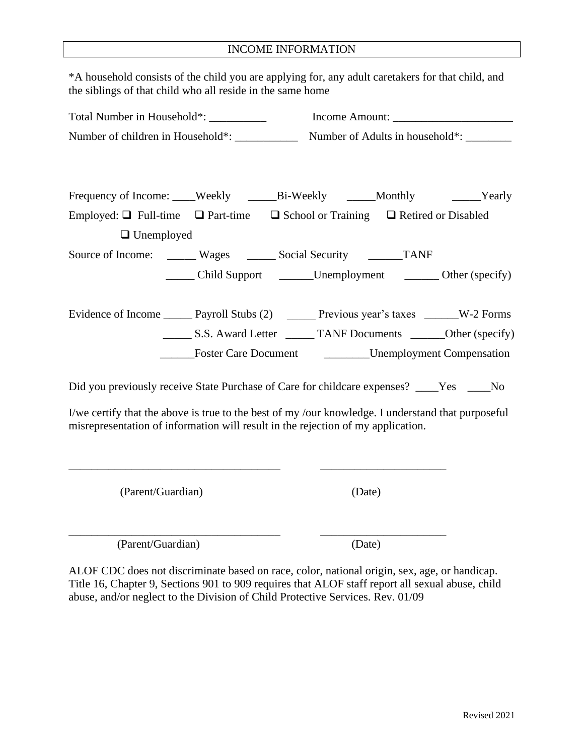## INCOME INFORMATION

*A household consists of the child you are applying for, any adult caretakers for that child, and the siblings of that child who all reside in the same home

Total Number in Household*: __________ Income Amount: _____________________

Number of children in Household*: ___________ Number of Adults in household*: ________

Frequency of Income: ____Weekly _____Bi-Weekly _____Monthly _____Yearly

Employed: ❑ Full-time ❑ Part-time ❑ School or Training ❑ Retired or Disabled

❑ Unemployed

Source of Income: _____ Wages _____ Social Security ______TANF

_____ Child Support ______Unemployment ______ Other (specify)

Evidence of Income _____ Payroll Stubs (2) _____ Previous year's taxes ______W-2 Forms

_____ S.S. Award Letter _____ TANF Documents ______Other (specify)

______Foster Care Document ________Unemployment Compensation

Did you previously receive State Purchase of Care for childcare expenses? ____Yes ____No

I/we certify that the above is true to the best of my /our knowledge. I understand that purposeful misrepresentation of information will result in the rejection of my application.

_____________________________________ ______________________

(Parent/Guardian) (Date)

_____________________________________ ______________________

(Parent/Guardian) (Date)

ALOF CDC does not discriminate based on race, color, national origin, sex, age, or handicap. Title 16, Chapter 9, Sections 901 to 909 requires that ALOF staff report all sexual abuse, child abuse, and/or neglect to the Division of Child Protective Services. Rev. 01/09

Revised 2021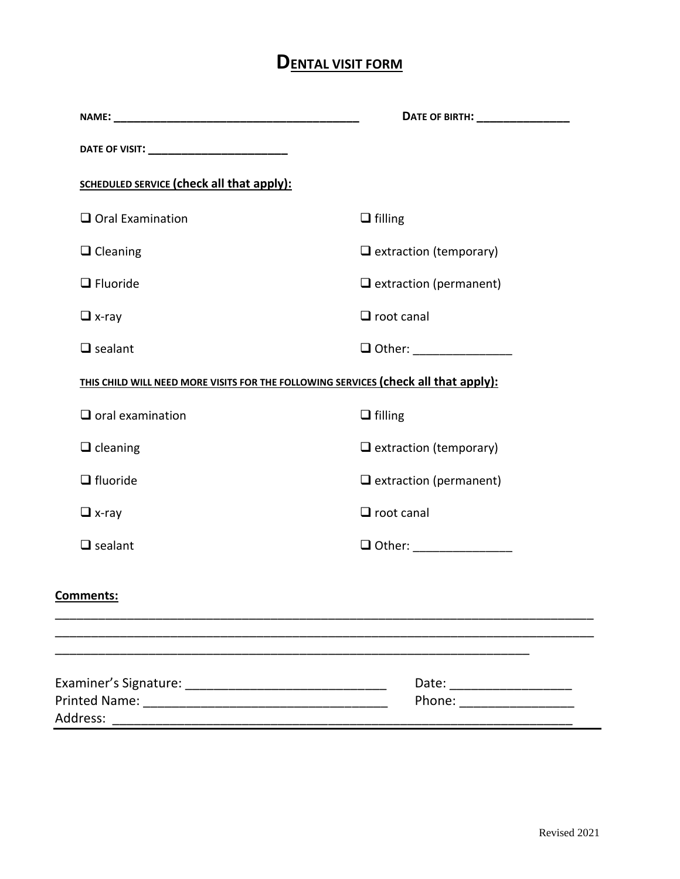# DENTAL VISIT FORM

**NAME: ________________________________________** **DATE OF BIRTH: _______________**

**DATE OF VISIT: _______________________**

**SCHEDULED SERVICE (check all that apply):**

| | |
|---|---|
| ❑ Oral Examination | ❑ filling |
| ❑ Cleaning | ❑ extraction (temporary) |
| ❑ Fluoride | ❑ extraction (permanent) |
| ❑ x-ray | ❑ root canal |
| ❑ sealant | ❑ Other: _______________ |

**THIS CHILD WILL NEED MORE VISITS FOR THE FOLLOWING SERVICES (check all that apply):**

| | |
|---|---|
| ❑ oral examination | ❑ filling |
| ❑ cleaning | ❑ extraction (temporary) |
| ❑ fluoride | ❑ extraction (permanent) |
| ❑ x-ray | ❑ root canal |
| ❑ sealant | ❑ Other: _______________ |

**Comments:**

________________________________________________________________________________
________________________________________________________________________________
______________________________________________________________________

Examiner's Signature: ____________________________ Date: _________________
Printed Name: __________________________________ Phone: ________________
Address: _______________________________________________________________

Revised 2021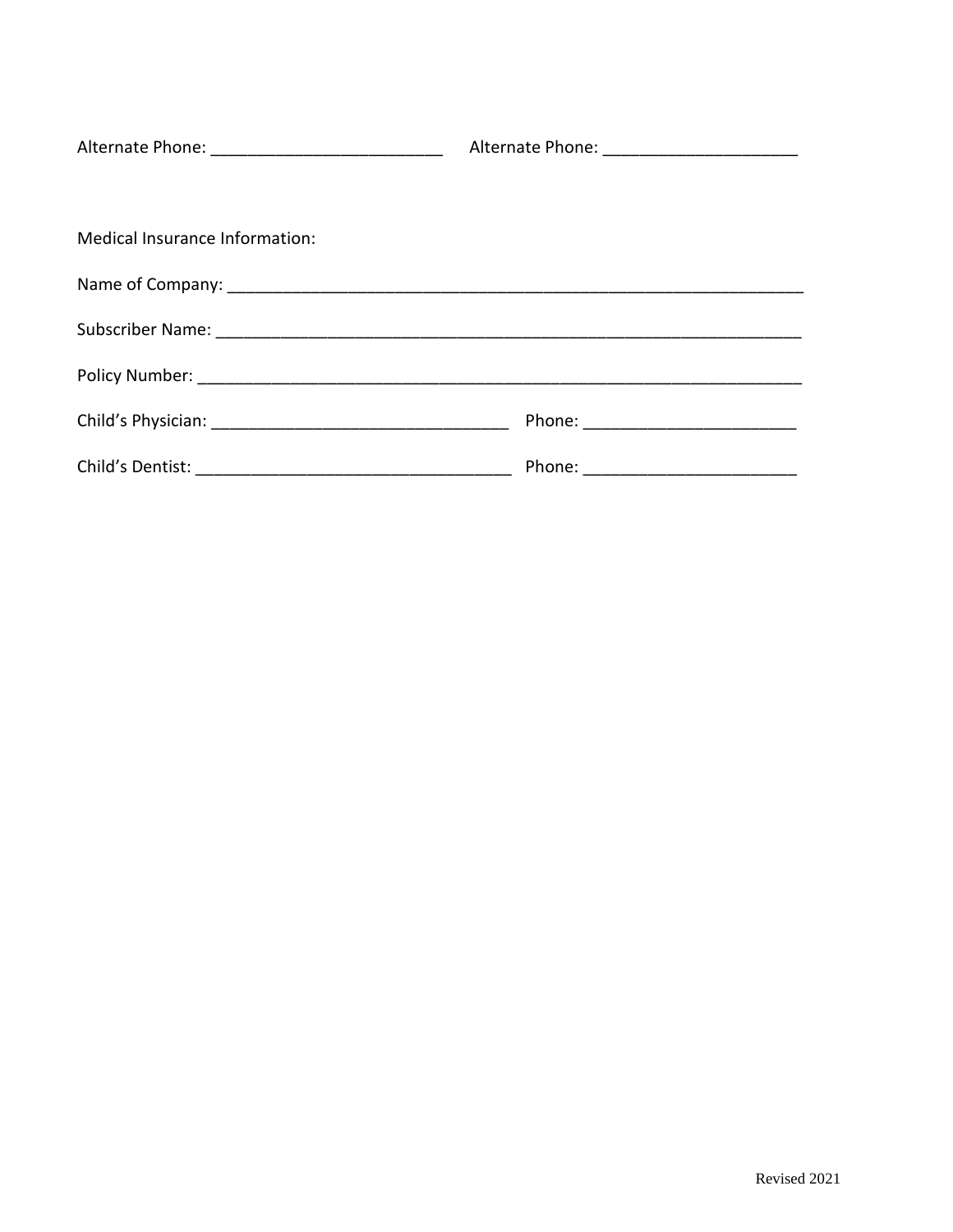Alternate Phone: _________________________ Alternate Phone: _____________________

Medical Insurance Information:

Name of Company: _________________________________________________________________

Subscriber Name: _________________________________________________________________

Policy Number: ___________________________________________________________________

Child's Physician: _________________________________ Phone: _______________________

Child's Dentist: ___________________________________ Phone: _______________________

Revised 2021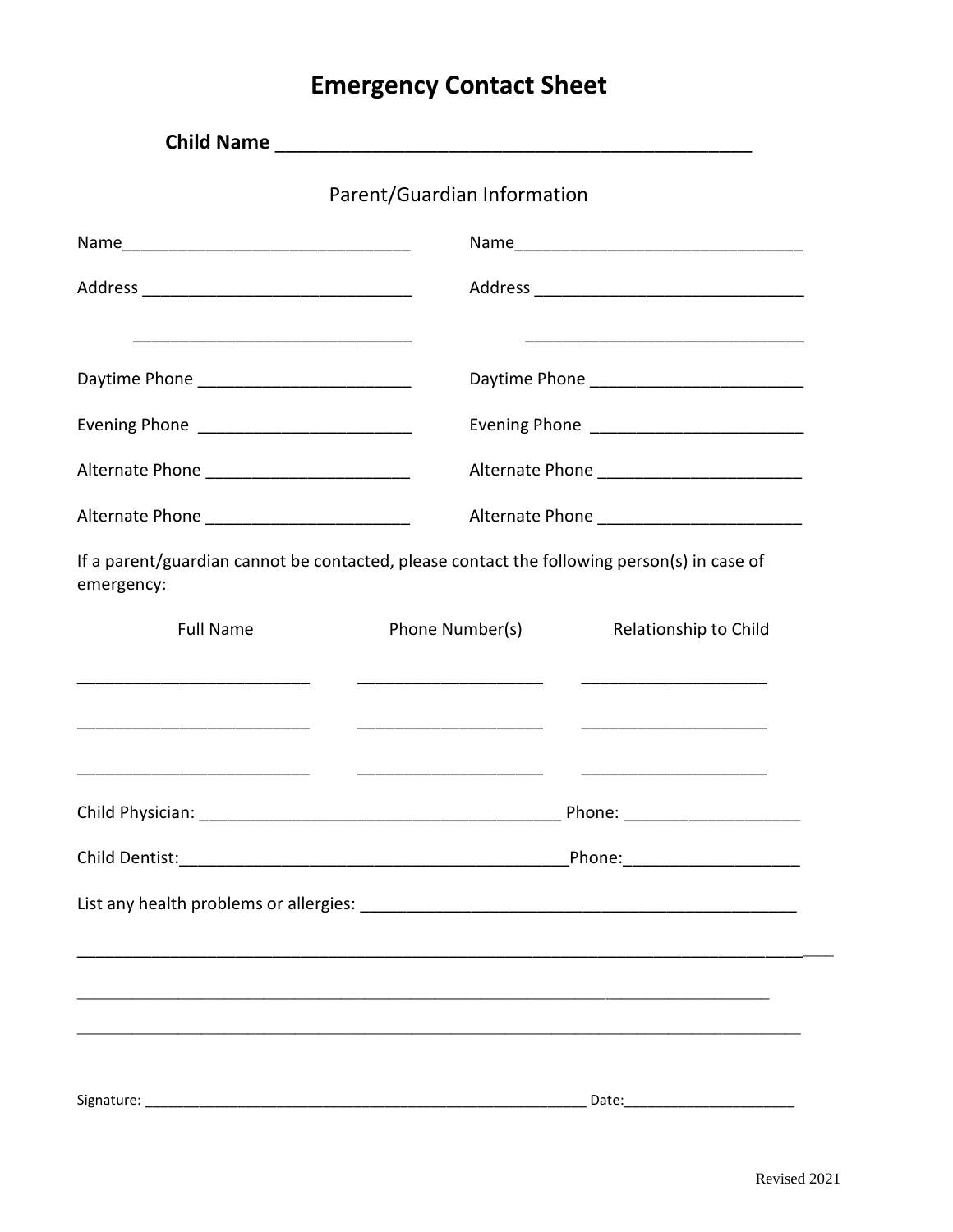# Emergency Contact Sheet

**Child Name** ____________________________________________

Parent/Guardian Information

| | |
|---|---|
| Name______________________________ | Name______________________________ |
| Address ____________________________ | Address ____________________________ |
| ____________________________ | ____________________________ |
| Daytime Phone ______________________ | Daytime Phone ______________________ |
| Evening Phone ______________________ | Evening Phone ______________________ |
| Alternate Phone _____________________ | Alternate Phone _____________________ |
| Alternate Phone _____________________ | Alternate Phone _____________________ |

If a parent/guardian cannot be contacted, please contact the following person(s) in case of emergency:

| Full Name | Phone Number(s) | Relationship to Child |
|---|---|---|
| ________________________ | ___________________ | ___________________ |
| ________________________ | ___________________ | ___________________ |
| ________________________ | ___________________ | ___________________ |

Child Physician: _____________________________________ Phone: __________________

Child Dentist:_______________________________________Phone:__________________

List any health problems or allergies: ______________________________________________

_____________________________________________________________________________

_____________________________________________________________________________

_____________________________________________________________________________

Signature: ___________________________________________________ Date:____________________

Revised 2021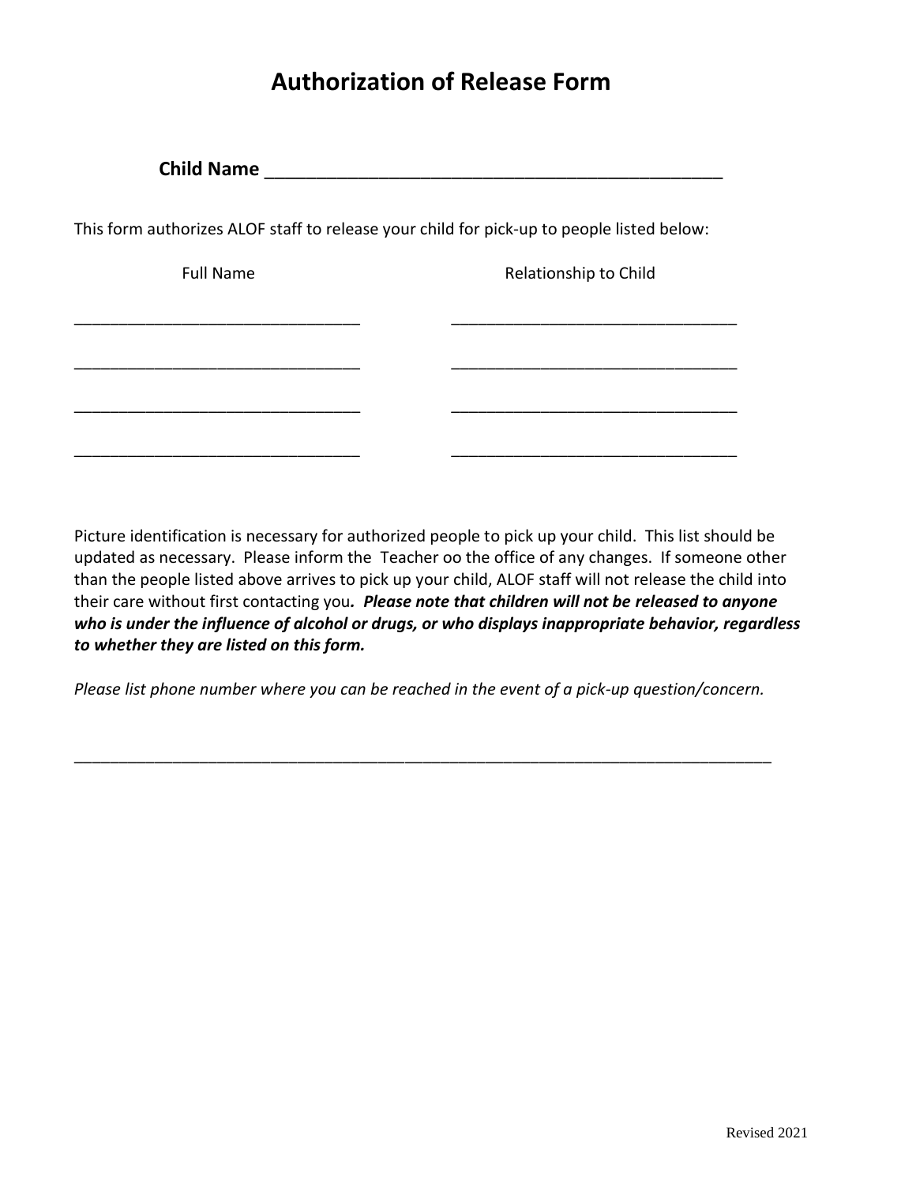# Authorization of Release Form

**Child Name** ______________________________________________

This form authorizes ALOF staff to release your child for pick-up to people listed below:

| Full Name | Relationship to Child |
| --- | --- |
| ______________________________ | ______________________________ |
| ______________________________ | ______________________________ |
| ______________________________ | ______________________________ |
| ______________________________ | ______________________________ |

Picture identification is necessary for authorized people to pick up your child. This list should be updated as necessary. Please inform the Teacher oo the office of any changes. If someone other than the people listed above arrives to pick up your child, ALOF staff will not release the child into their care without first contacting you***. Please note that children will not be released to anyone who is under the influence of alcohol or drugs, or who displays inappropriate behavior, regardless to whether they are listed on this form.***

*Please list phone number where you can be reached in the event of a pick-up question/concern.*

__________________________________________________________________________

Revised 2021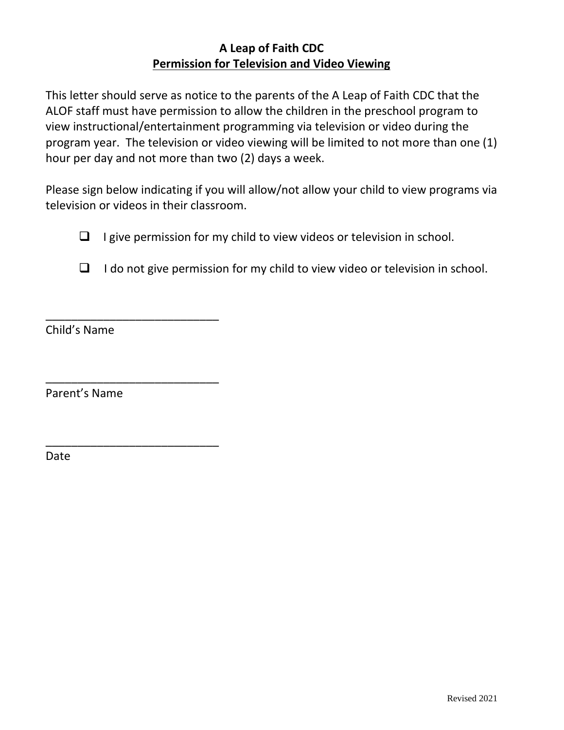# A Leap of Faith CDC

## <u>Permission for Television and Video Viewing</u>

This letter should serve as notice to the parents of the A Leap of Faith CDC that the ALOF staff must have permission to allow the children in the preschool program to view instructional/entertainment programming via television or video during the program year. The television or video viewing will be limited to not more than one (1) hour per day and not more than two (2) days a week.

Please sign below indicating if you will allow/not allow your child to view programs via television or videos in their classroom.

- ☐ I give permission for my child to view videos or television in school.
- ☐ I do not give permission for my child to view video or television in school.

\_\_\_\_\_\_\_\_\_\_\_\_\_\_\_\_\_\_\_\_\_\_\_\_\_\_\_\_

Child's Name

\_\_\_\_\_\_\_\_\_\_\_\_\_\_\_\_\_\_\_\_\_\_\_\_\_\_\_\_

Parent's Name

\_\_\_\_\_\_\_\_\_\_\_\_\_\_\_\_\_\_\_\_\_\_\_\_\_\_\_\_

Date

Revised 2021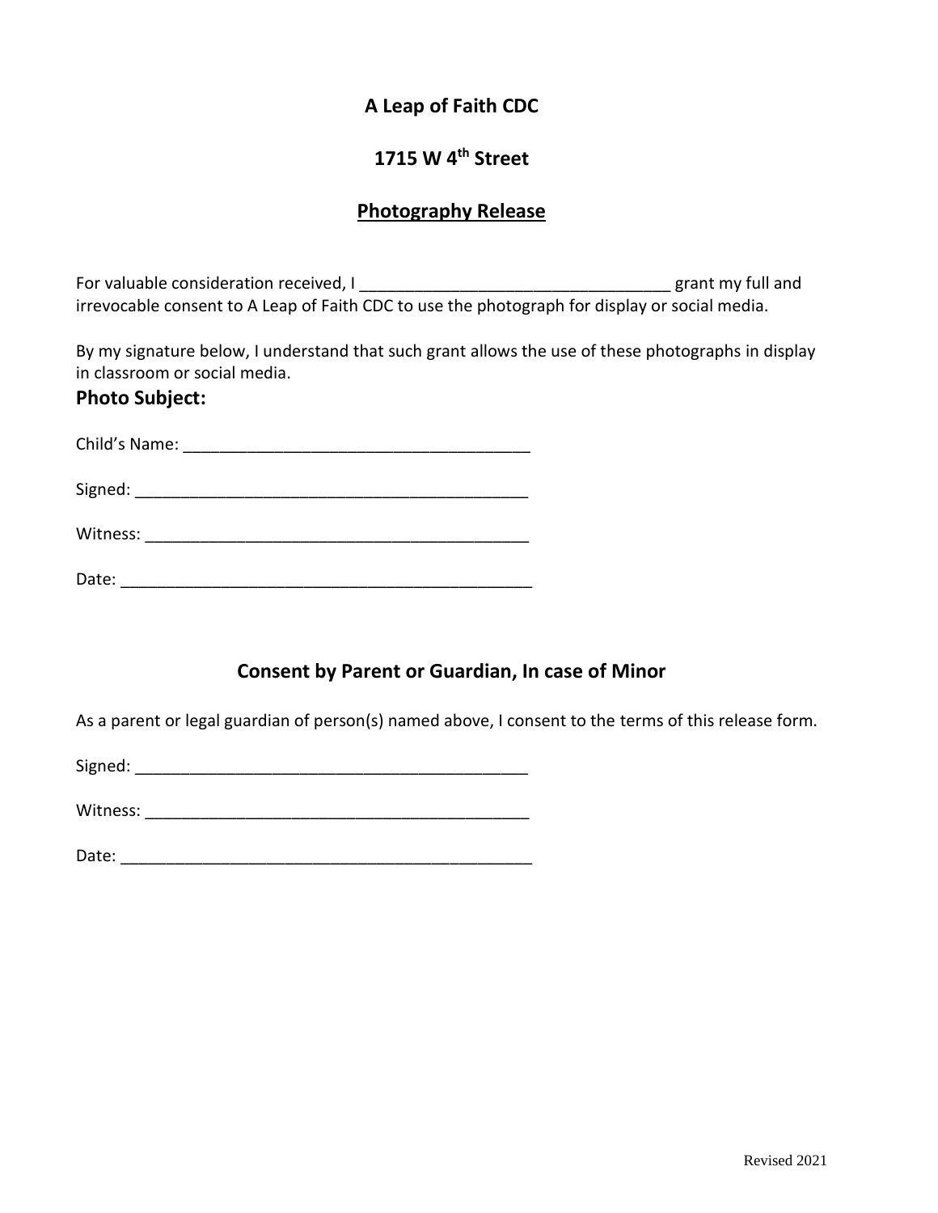# A Leap of Faith CDC

## 1715 W 4th Street

## Photography Release

For valuable consideration received, I __________________________________ grant my full and irrevocable consent to A Leap of Faith CDC to use the photograph for display or social media.

By my signature below, I understand that such grant allows the use of these photographs in display in classroom or social media.

**Photo Subject:**

Child's Name: ______________________________________

Signed: ____________________________________________

Witness: ___________________________________________

Date: _____________________________________________

## Consent by Parent or Guardian, In case of Minor

As a parent or legal guardian of person(s) named above, I consent to the terms of this release form.

Signed: ____________________________________________

Witness: ___________________________________________

Date: _____________________________________________

Revised 2021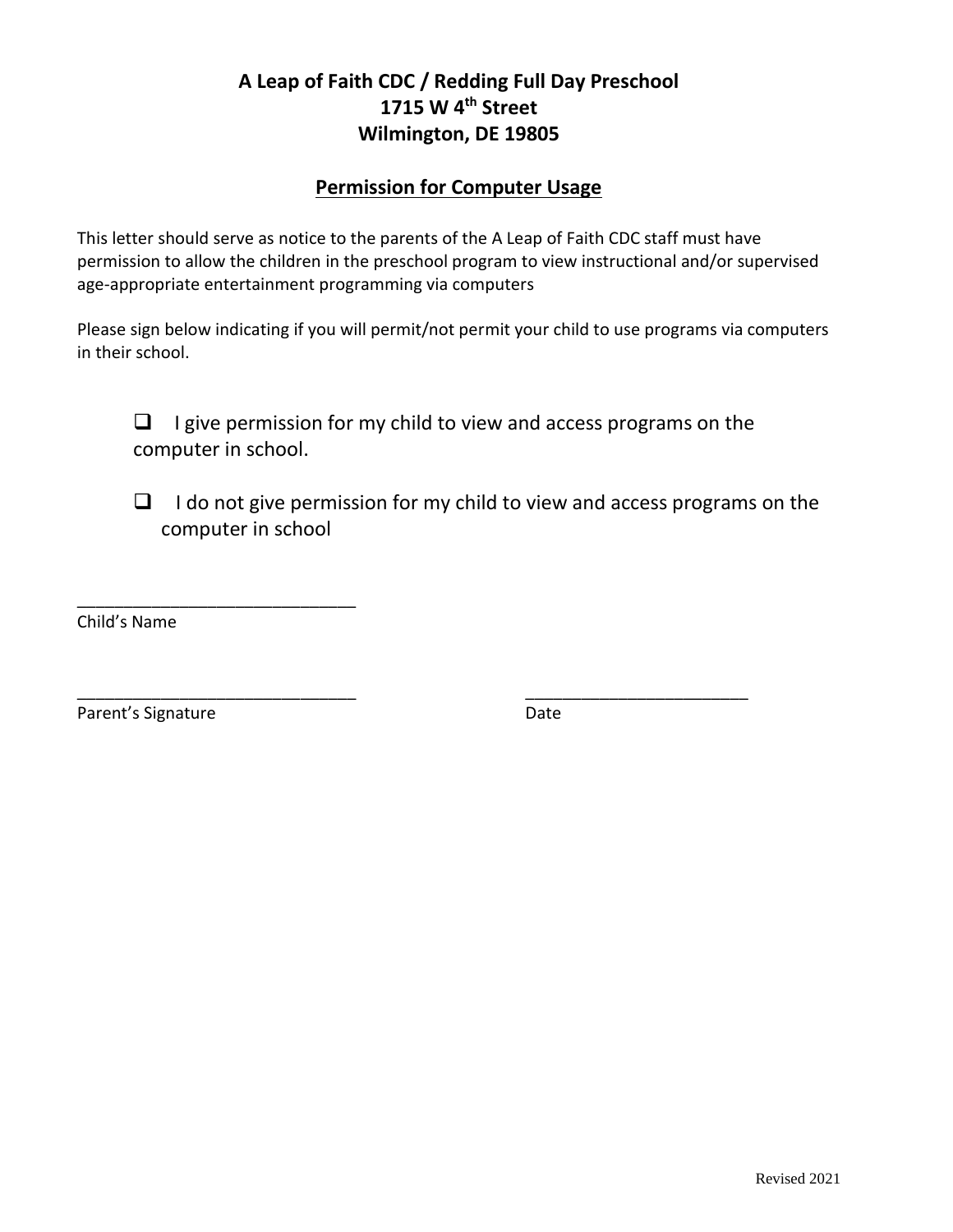**A Leap of Faith CDC / Redding Full Day Preschool**
**1715 W 4th Street**
**Wilmington, DE 19805**

## Permission for Computer Usage

This letter should serve as notice to the parents of the A Leap of Faith CDC staff must have permission to allow the children in the preschool program to view instructional and/or supervised age-appropriate entertainment programming via computers

Please sign below indicating if you will permit/not permit your child to use programs via computers in their school.

- ❑ I give permission for my child to view and access programs on the computer in school.
- ❑ I do not give permission for my child to view and access programs on the computer in school

_____________________________
Child's Name

_____________________________ _______________________
Parent's Signature Date

Revised 2021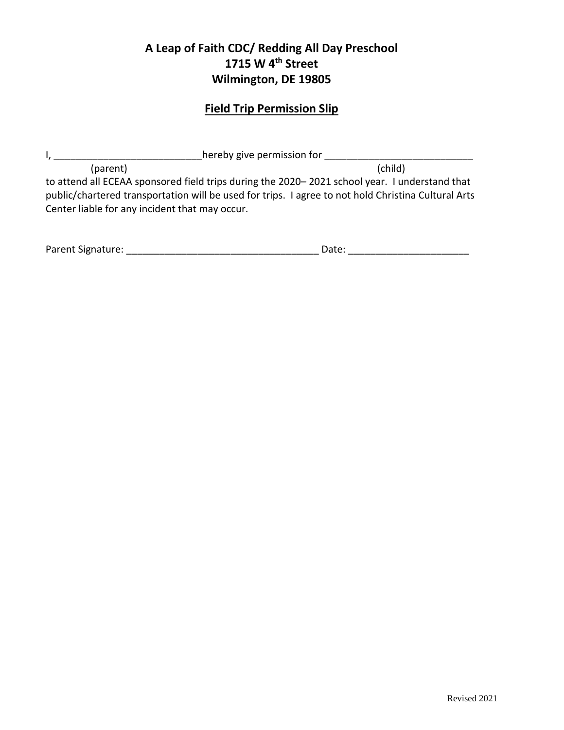# A Leap of Faith CDC/ Redding All Day Preschool
# 1715 W 4th Street
# Wilmington, DE 19805

## Field Trip Permission Slip

I, ___________________________hereby give permission for ___________________________
(parent) (child)
to attend all ECEAA sponsored field trips during the 2020– 2021 school year. I understand that public/chartered transportation will be used for trips. I agree to not hold Christina Cultural Arts Center liable for any incident that may occur.

Parent Signature: ___________________________________ Date: ______________________

Revised 2021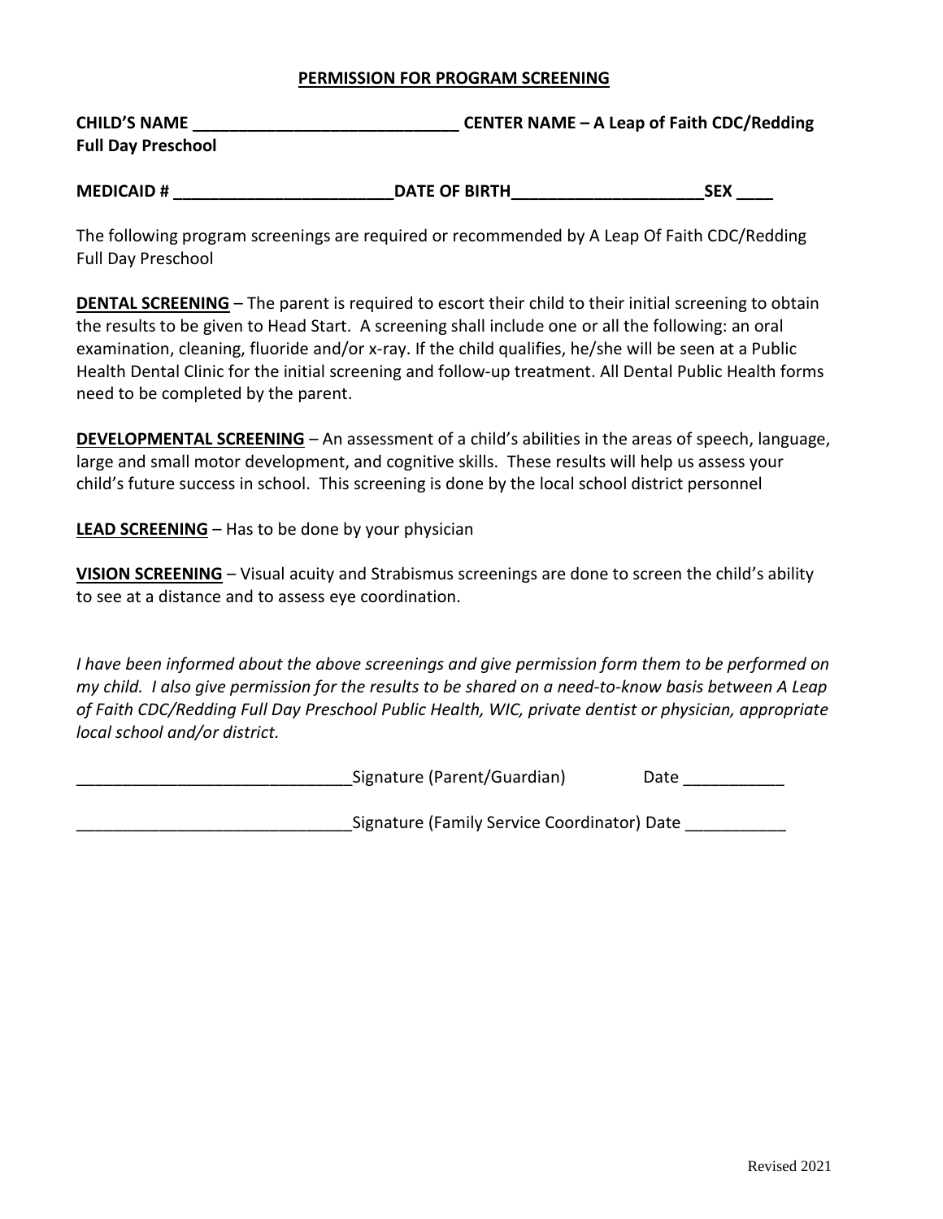## PERMISSION FOR PROGRAM SCREENING

**CHILD'S NAME \_\_\_\_\_\_\_\_\_\_\_\_\_\_\_\_\_\_\_\_\_\_\_\_\_\_\_\_\_\_ CENTER NAME – A Leap of Faith CDC/Redding Full Day Preschool**

**MEDICAID # \_\_\_\_\_\_\_\_\_\_\_\_\_\_\_\_\_\_\_\_\_\_\_\_DATE OF BIRTH\_\_\_\_\_\_\_\_\_\_\_\_\_\_\_\_\_\_\_\_\_SEX \_\_\_\_**

The following program screenings are required or recommended by A Leap Of Faith CDC/Redding Full Day Preschool

**DENTAL SCREENING** – The parent is required to escort their child to their initial screening to obtain the results to be given to Head Start. A screening shall include one or all the following: an oral examination, cleaning, fluoride and/or x-ray. If the child qualifies, he/she will be seen at a Public Health Dental Clinic for the initial screening and follow-up treatment. All Dental Public Health forms need to be completed by the parent.

**DEVELOPMENTAL SCREENING** – An assessment of a child's abilities in the areas of speech, language, large and small motor development, and cognitive skills. These results will help us assess your child's future success in school. This screening is done by the local school district personnel

**LEAD SCREENING** – Has to be done by your physician

**VISION SCREENING** – Visual acuity and Strabismus screenings are done to screen the child's ability to see at a distance and to assess eye coordination.

*I have been informed about the above screenings and give permission form them to be performed on my child. I also give permission for the results to be shared on a need-to-know basis between A Leap of Faith CDC/Redding Full Day Preschool Public Health, WIC, private dentist or physician, appropriate local school and/or district.*

\_\_\_\_\_\_\_\_\_\_\_\_\_\_\_\_\_\_\_\_\_\_\_\_\_\_\_\_\_\_Signature (Parent/Guardian) Date \_\_\_\_\_\_\_\_\_\_\_

\_\_\_\_\_\_\_\_\_\_\_\_\_\_\_\_\_\_\_\_\_\_\_\_\_\_\_\_\_\_Signature (Family Service Coordinator) Date \_\_\_\_\_\_\_\_\_\_\_

Revised 2021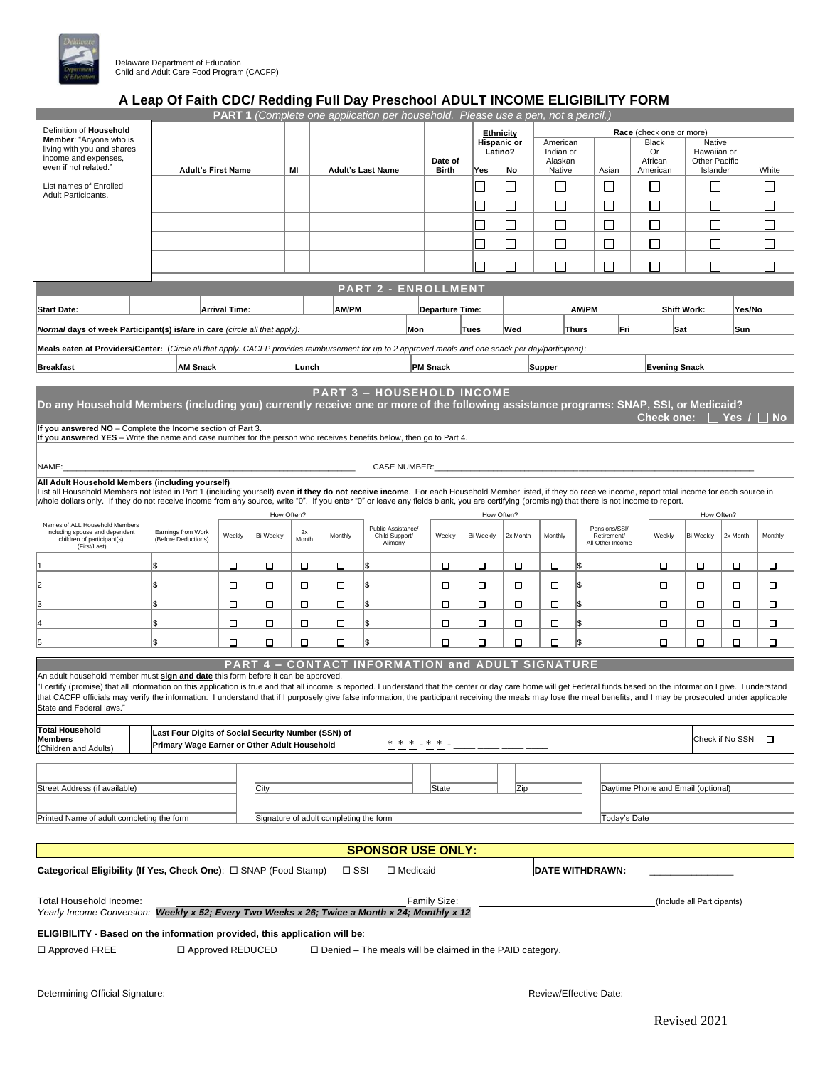Delaware Department of Education
Child and Adult Care Food Program (CACFP)

# A Leap Of Faith CDC/ Redding Full Day Preschool ADULT INCOME ELIGIBILITY FORM

## PART 1 *(Complete one application per household. Please use a pen, not a pencil.)*

Definition of **Household Member**: "Anyone who is living with you and shares income and expenses, even if not related."

List names of Enrolled Adult Participants.

| Adult's First Name | MI | Adult's Last Name | Date of Birth | Ethnicity Hispanic or Latino? Yes | No | Race (check one or more) American Indian or Alaskan Native | Asian | Black Or African American | Native Hawaiian or Other Pacific Islander | White |
|---|---|---|---|---|---|---|---|---|---|---|
| | | | | ☐ | ☐ | ☐ | ☐ | ☐ | ☐ | ☐ |
| | | | | ☐ | ☐ | ☐ | ☐ | ☐ | ☐ | ☐ |
| | | | | ☐ | ☐ | ☐ | ☐ | ☐ | ☐ | ☐ |
| | | | | ☐ | ☐ | ☐ | ☐ | ☐ | ☐ | ☐ |
| | | | | ☐ | ☐ | ☐ | ☐ | ☐ | ☐ | ☐ |

## PART 2 - ENROLLMENT

**Start Date:** **Arrival Time:** **AM/PM** **Departure Time:** **AM/PM** **Shift Work:** **Yes/No**

***Normal*** **days of week Participant(s) is/are in care** *(circle all that apply)*: **Mon** **Tues** **Wed** **Thurs** **Fri** **Sat** **Sun**

**Meals eaten at Providers/Center:** *(Circle all that apply. CACFP provides reimbursement for up to 2 approved meals and one snack per day/participant)*:

**Breakfast** **AM Snack** **Lunch** **PM Snack** **Supper** **Evening Snack**

## PART 3 – HOUSEHOLD INCOME

**Do any Household Members (including you) currently receive one or more of the following assistance programs: SNAP, SSI, or Medicaid?**
**Check one: ☐ Yes / ☐ No**

**If you answered NO** – Complete the Income section of Part 3.
**If you answered YES** – Write the name and case number for the person who receives benefits below, then go to Part 4.

NAME:________________________________ CASE NUMBER:________________________________

**All Adult Household Members (including yourself)**
List all Household Members not listed in Part 1 (including yourself) **even if they do not receive income**. For each Household Member listed, if they do receive income, report total income for each source in whole dollars only. If they do not receive income from any source, write "0". If you enter "0" or leave any fields blank, you are certifying (promising) that there is not income to report.

| Names of ALL Household Members including spouse and dependent children of participant(s) (First/Last) | Earnings from Work (Before Deductions) | How Often? Weekly | Bi-Weekly | 2x Month | Monthly | Public Assistance/ Child Support/ Alimony | How Often? Weekly | Bi-Weekly | 2x Month | Monthly | Pensions/SSI/ Retirement/ All Other Income | How Often? Weekly | Bi-Weekly | 2x Month | Monthly |
|---|---|---|---|---|---|---|---|---|---|---|---|---|---|---|---|
| 1 | $ | ☐ | ☐ | ☐ | ☐ | $ | ☐ | ☐ | ☐ | ☐ | $ | ☐ | ☐ | ☐ | ☐ |
| 2 | $ | ☐ | ☐ | ☐ | ☐ | $ | ☐ | ☐ | ☐ | ☐ | $ | ☐ | ☐ | ☐ | ☐ |
| 3 | $ | ☐ | ☐ | ☐ | ☐ | $ | ☐ | ☐ | ☐ | ☐ | $ | ☐ | ☐ | ☐ | ☐ |
| 4 | $ | ☐ | ☐ | ☐ | ☐ | $ | ☐ | ☐ | ☐ | ☐ | $ | ☐ | ☐ | ☐ | ☐ |
| 5 | $ | ☐ | ☐ | ☐ | ☐ | $ | ☐ | ☐ | ☐ | ☐ | $ | ☐ | ☐ | ☐ | ☐ |

## PART 4 – CONTACT INFORMATION and ADULT SIGNATURE

An adult household member must **sign and date** this form before it can be approved.
"I certify (promise) that all information on this application is true and that all income is reported. I understand that the center or day care home will get Federal funds based on the information I give. I understand that CACFP officials may verify the information. I understand that if I purposely give false information, the participant receiving the meals may lose the meal benefits, and I may be prosecuted under applicable State and Federal laws."

| **Total Household Members** (Children and Adults) | **Last Four Digits of Social Security Number (SSN) of Primary Wage Earner or Other Adult Household** * * * - * * - ____ ____ ____ ____ | Check if No SSN ☐ |
|---|---|---|

| Street Address (if available) | City | State | Zip | Daytime Phone and Email (optional) |
|---|---|---|---|---|
| Printed Name of adult completing the form | Signature of adult completing the form | | | Today's Date |

## SPONSOR USE ONLY:

**Categorical Eligibility (If Yes, Check One)**: ☐ SNAP (Food Stamp) ☐ SSI ☐ Medicaid **DATE WITHDRAWN:** ____________

Total Household Income: ____________________ Family Size: ____________________ (Include all Participants)
*Yearly Income Conversion:* ***Weekly x 52; Every Two Weeks x 26; Twice a Month x 24; Monthly x 12***

**ELIGIBILITY - Based on the information provided, this application will be**:

☐ Approved FREE ☐ Approved REDUCED ☐ Denied – The meals will be claimed in the PAID category.

Determining Official Signature: ____________________ Review/Effective Date: ____________

Revised 2021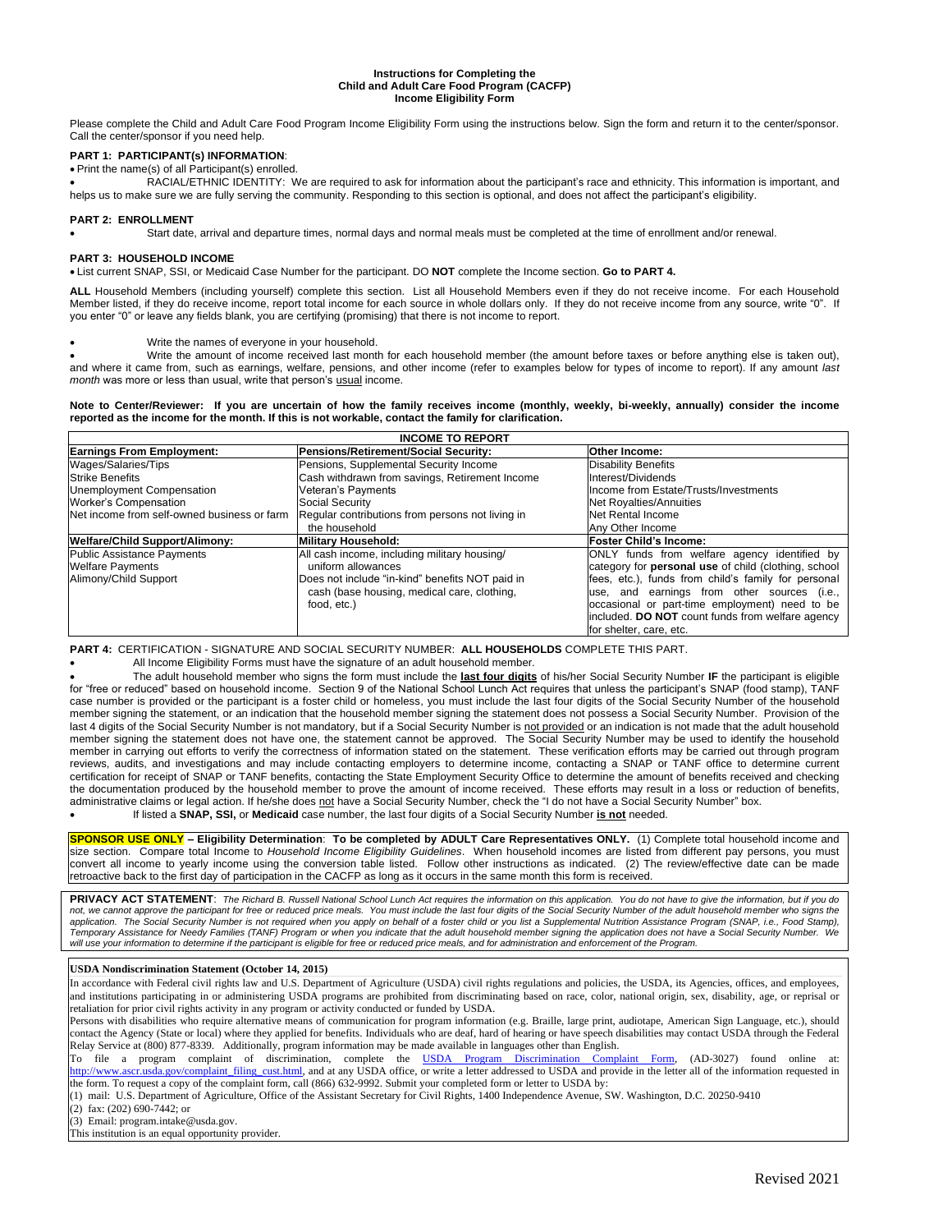# Instructions for Completing the Child and Adult Care Food Program (CACFP) Income Eligibility Form

Please complete the Child and Adult Care Food Program Income Eligibility Form using the instructions below. Sign the form and return it to the center/sponsor. Call the center/sponsor if you need help.

**PART 1: PARTICIPANT(s) INFORMATION**:

- Print the name(s) of all Participant(s) enrolled.
- RACIAL/ETHNIC IDENTITY: We are required to ask for information about the participant's race and ethnicity. This information is important, and helps us to make sure we are fully serving the community. Responding to this section is optional, and does not affect the participant's eligibility.

**PART 2: ENROLLMENT**

- Start date, arrival and departure times, normal days and normal meals must be completed at the time of enrollment and/or renewal.

**PART 3: HOUSEHOLD INCOME**

- List current SNAP, SSI, or Medicaid Case Number for the participant. DO **NOT** complete the Income section. **Go to PART 4.**

**ALL** Household Members (including yourself) complete this section. List all Household Members even if they do not receive income. For each Household Member listed, if they do receive income, report total income for each source in whole dollars only. If they do not receive income from any source, write "0". If you enter "0" or leave any fields blank, you are certifying (promising) that there is not income to report.

- Write the names of everyone in your household.
- Write the amount of income received last month for each household member (the amount before taxes or before anything else is taken out), and where it came from, such as earnings, welfare, pensions, and other income (refer to examples below for types of income to report). If any amount *last month* was more or less than usual, write that person's usual income.

**Note to Center/Reviewer: If you are uncertain of how the family receives income (monthly, weekly, bi-weekly, annually) consider the income reported as the income for the month. If this is not workable, contact the family for clarification.**

| INCOME TO REPORT | | |
|---|---|---|
| **Earnings From Employment:** | **Pensions/Retirement/Social Security:** | **Other Income:** |
| Wages/Salaries/Tips | Pensions, Supplemental Security Income | Disability Benefits |
| Strike Benefits | Cash withdrawn from savings, Retirement Income | Interest/Dividends |
| Unemployment Compensation | Veteran's Payments | Income from Estate/Trusts/Investments |
| Worker's Compensation | Social Security | Net Royalties/Annuities |
| Net income from self-owned business or farm | Regular contributions from persons not living in the household | Net Rental Income<br>Any Other Income |
| **Welfare/Child Support/Alimony:** | **Military Household:** | **Foster Child's Income:** |
| Public Assistance Payments<br>Welfare Payments<br>Alimony/Child Support | All cash income, including military housing/ uniform allowances<br>Does not include "in-kind" benefits NOT paid in cash (base housing, medical care, clothing, food, etc.) | ONLY funds from welfare agency identified by category for **personal use** of child (clothing, school fees, etc.), funds from child's family for personal use, and earnings from other sources (i.e., occasional or part-time employment) need to be included. **DO NOT** count funds from welfare agency for shelter, care, etc. |

**PART 4:** CERTIFICATION - SIGNATURE AND SOCIAL SECURITY NUMBER: **ALL HOUSEHOLDS** COMPLETE THIS PART.

- All Income Eligibility Forms must have the signature of an adult household member.
- The adult household member who signs the form must include the **last four digits** of his/her Social Security Number **IF** the participant is eligible for "free or reduced" based on household income. Section 9 of the National School Lunch Act requires that unless the participant's SNAP (food stamp), TANF case number is provided or the participant is a foster child or homeless, you must include the last four digits of the Social Security Number of the household member signing the statement, or an indication that the household member signing the statement does not possess a Social Security Number. Provision of the last 4 digits of the Social Security Number is not mandatory, but if a Social Security Number is not provided or an indication is not made that the adult household member signing the statement does not have one, the statement cannot be approved. The Social Security Number may be used to identify the household member in carrying out efforts to verify the correctness of information stated on the statement. These verification efforts may be carried out through program reviews, audits, and investigations and may include contacting employers to determine income, contacting a SNAP or TANF office to determine current certification for receipt of SNAP or TANF benefits, contacting the State Employment Security Office to determine the amount of benefits received and checking the documentation produced by the household member to prove the amount of income received. These efforts may result in a loss or reduction of benefits, administrative claims or legal action. If he/she does not have a Social Security Number, check the "I do not have a Social Security Number" box.
- If listed a **SNAP, SSI,** or **Medicaid** case number, the last four digits of a Social Security Number **is not** needed.

**SPONSOR USE ONLY – Eligibility Determination**: **To be completed by ADULT Care Representatives ONLY.** (1) Complete total household income and size section. Compare total Income to *Household Income Eligibility Guidelines*. When household incomes are listed from different pay persons, you must convert all income to yearly income using the conversion table listed. Follow other instructions as indicated. (2) The review/effective date can be made retroactive back to the first day of participation in the CACFP as long as it occurs in the same month this form is received.

**PRIVACY ACT STATEMENT**: *The Richard B. Russell National School Lunch Act requires the information on this application. You do not have to give the information, but if you do not, we cannot approve the participant for free or reduced price meals. You must include the last four digits of the Social Security Number of the adult household member who signs the application. The Social Security Number is not required when you apply on behalf of a foster child or you list a Supplemental Nutrition Assistance Program (SNAP, i.e., Food Stamp), Temporary Assistance for Needy Families (TANF) Program or when you indicate that the adult household member signing the application does not have a Social Security Number. We will use your information to determine if the participant is eligible for free or reduced price meals, and for administration and enforcement of the Program.*

**USDA Nondiscrimination Statement (October 14, 2015)**

In accordance with Federal civil rights law and U.S. Department of Agriculture (USDA) civil rights regulations and policies, the USDA, its Agencies, offices, and employees, and institutions participating in or administering USDA programs are prohibited from discriminating based on race, color, national origin, sex, disability, age, or reprisal or retaliation for prior civil rights activity in any program or activity conducted or funded by USDA.

Persons with disabilities who require alternative means of communication for program information (e.g. Braille, large print, audiotape, American Sign Language, etc.), should contact the Agency (State or local) where they applied for benefits. Individuals who are deaf, hard of hearing or have speech disabilities may contact USDA through the Federal Relay Service at (800) 877-8339. Additionally, program information may be made available in languages other than English.

To file a program complaint of discrimination, complete the USDA Program Discrimination Complaint Form, (AD-3027) found online at: http://www.ascr.usda.gov/complaint_filing_cust.html, and at any USDA office, or write a letter addressed to USDA and provide in the letter all of the information requested in the form. To request a copy of the complaint form, call (866) 632-9992. Submit your completed form or letter to USDA by:

(1) mail: U.S. Department of Agriculture, Office of the Assistant Secretary for Civil Rights, 1400 Independence Avenue, SW. Washington, D.C. 20250-9410
(2) fax: (202) 690-7442; or
(3) Email: program.intake@usda.gov.

This institution is an equal opportunity provider.

Revised 2021